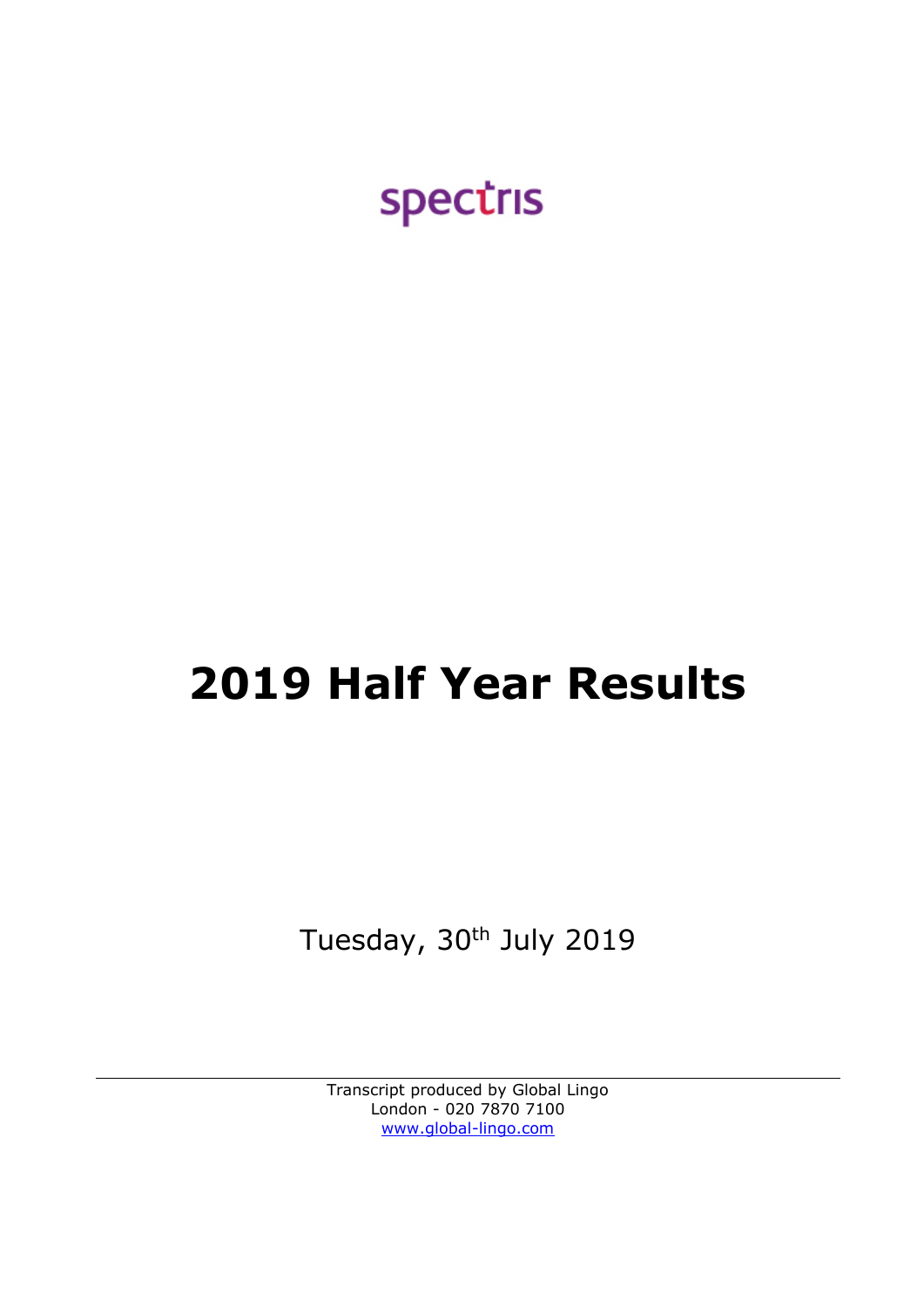spectris

# 2019 Half Year Results

Tuesday, 30th July 2019

Transcript produced by Global Lingo
London - 020 7870 7100
www.global-lingo.com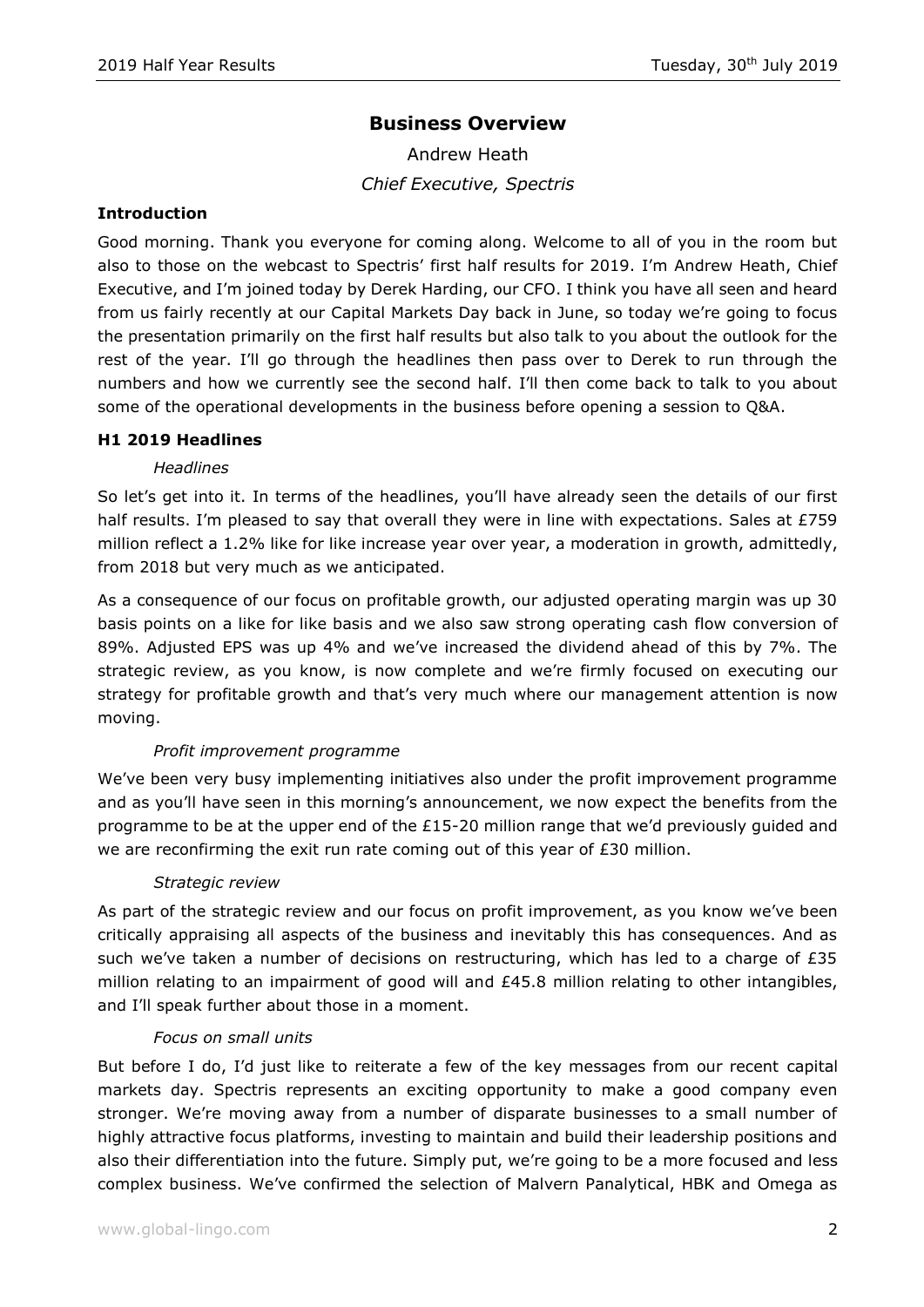## Business Overview

Andrew Heath

*Chief Executive, Spectris*

### Introduction

Good morning. Thank you everyone for coming along. Welcome to all of you in the room but also to those on the webcast to Spectris' first half results for 2019. I'm Andrew Heath, Chief Executive, and I'm joined today by Derek Harding, our CFO. I think you have all seen and heard from us fairly recently at our Capital Markets Day back in June, so today we're going to focus the presentation primarily on the first half results but also talk to you about the outlook for the rest of the year. I'll go through the headlines then pass over to Derek to run through the numbers and how we currently see the second half. I'll then come back to talk to you about some of the operational developments in the business before opening a session to Q&A.

### H1 2019 Headlines

*Headlines*

So let's get into it. In terms of the headlines, you'll have already seen the details of our first half results. I'm pleased to say that overall they were in line with expectations. Sales at £759 million reflect a 1.2% like for like increase year over year, a moderation in growth, admittedly, from 2018 but very much as we anticipated.

As a consequence of our focus on profitable growth, our adjusted operating margin was up 30 basis points on a like for like basis and we also saw strong operating cash flow conversion of 89%. Adjusted EPS was up 4% and we've increased the dividend ahead of this by 7%. The strategic review, as you know, is now complete and we're firmly focused on executing our strategy for profitable growth and that's very much where our management attention is now moving.

*Profit improvement programme*

We've been very busy implementing initiatives also under the profit improvement programme and as you'll have seen in this morning's announcement, we now expect the benefits from the programme to be at the upper end of the £15-20 million range that we'd previously guided and we are reconfirming the exit run rate coming out of this year of £30 million.

*Strategic review*

As part of the strategic review and our focus on profit improvement, as you know we've been critically appraising all aspects of the business and inevitably this has consequences. And as such we've taken a number of decisions on restructuring, which has led to a charge of £35 million relating to an impairment of good will and £45.8 million relating to other intangibles, and I'll speak further about those in a moment.

*Focus on small units*

But before I do, I'd just like to reiterate a few of the key messages from our recent capital markets day. Spectris represents an exciting opportunity to make a good company even stronger. We're moving away from a number of disparate businesses to a small number of highly attractive focus platforms, investing to maintain and build their leadership positions and also their differentiation into the future. Simply put, we're going to be a more focused and less complex business. We've confirmed the selection of Malvern Panalytical, HBK and Omega as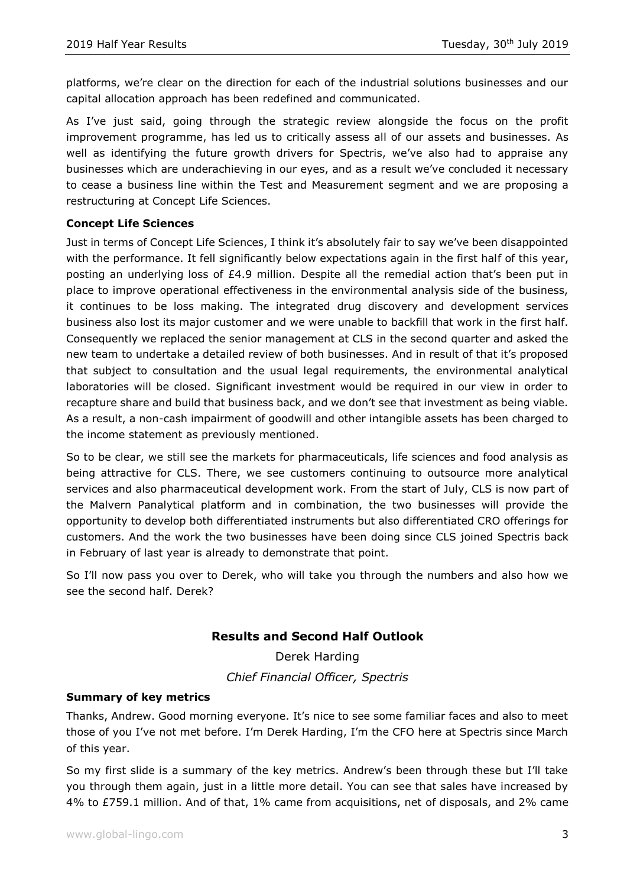platforms, we're clear on the direction for each of the industrial solutions businesses and our capital allocation approach has been redefined and communicated.

As I've just said, going through the strategic review alongside the focus on the profit improvement programme, has led us to critically assess all of our assets and businesses. As well as identifying the future growth drivers for Spectris, we've also had to appraise any businesses which are underachieving in our eyes, and as a result we've concluded it necessary to cease a business line within the Test and Measurement segment and we are proposing a restructuring at Concept Life Sciences.

**Concept Life Sciences**

Just in terms of Concept Life Sciences, I think it's absolutely fair to say we've been disappointed with the performance. It fell significantly below expectations again in the first half of this year, posting an underlying loss of £4.9 million. Despite all the remedial action that's been put in place to improve operational effectiveness in the environmental analysis side of the business, it continues to be loss making. The integrated drug discovery and development services business also lost its major customer and we were unable to backfill that work in the first half. Consequently we replaced the senior management at CLS in the second quarter and asked the new team to undertake a detailed review of both businesses. And in result of that it's proposed that subject to consultation and the usual legal requirements, the environmental analytical laboratories will be closed. Significant investment would be required in our view in order to recapture share and build that business back, and we don't see that investment as being viable. As a result, a non-cash impairment of goodwill and other intangible assets has been charged to the income statement as previously mentioned.

So to be clear, we still see the markets for pharmaceuticals, life sciences and food analysis as being attractive for CLS. There, we see customers continuing to outsource more analytical services and also pharmaceutical development work. From the start of July, CLS is now part of the Malvern Panalytical platform and in combination, the two businesses will provide the opportunity to develop both differentiated instruments but also differentiated CRO offerings for customers. And the work the two businesses have been doing since CLS joined Spectris back in February of last year is already to demonstrate that point.

So I'll now pass you over to Derek, who will take you through the numbers and also how we see the second half. Derek?

## Results and Second Half Outlook

Derek Harding

*Chief Financial Officer, Spectris*

**Summary of key metrics**

Thanks, Andrew. Good morning everyone. It's nice to see some familiar faces and also to meet those of you I've not met before. I'm Derek Harding, I'm the CFO here at Spectris since March of this year.

So my first slide is a summary of the key metrics. Andrew's been through these but I'll take you through them again, just in a little more detail. You can see that sales have increased by 4% to £759.1 million. And of that, 1% came from acquisitions, net of disposals, and 2% came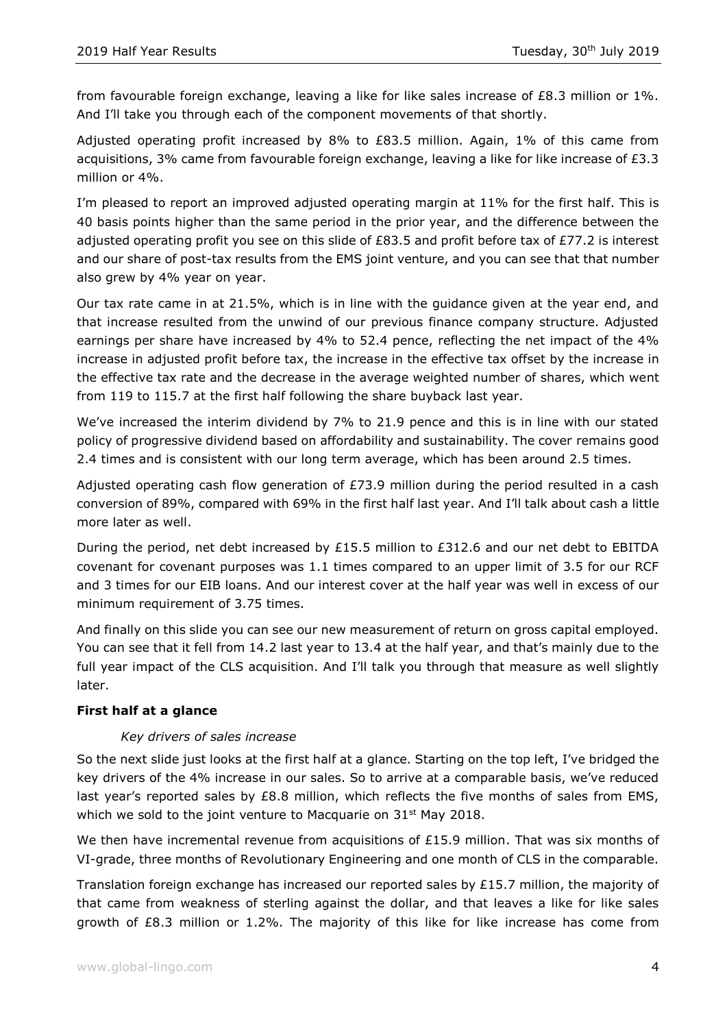from favourable foreign exchange, leaving a like for like sales increase of £8.3 million or 1%. And I'll take you through each of the component movements of that shortly.

Adjusted operating profit increased by 8% to £83.5 million. Again, 1% of this came from acquisitions, 3% came from favourable foreign exchange, leaving a like for like increase of £3.3 million or 4%.

I'm pleased to report an improved adjusted operating margin at 11% for the first half. This is 40 basis points higher than the same period in the prior year, and the difference between the adjusted operating profit you see on this slide of £83.5 and profit before tax of £77.2 is interest and our share of post-tax results from the EMS joint venture, and you can see that that number also grew by 4% year on year.

Our tax rate came in at 21.5%, which is in line with the guidance given at the year end, and that increase resulted from the unwind of our previous finance company structure. Adjusted earnings per share have increased by 4% to 52.4 pence, reflecting the net impact of the 4% increase in adjusted profit before tax, the increase in the effective tax offset by the increase in the effective tax rate and the decrease in the average weighted number of shares, which went from 119 to 115.7 at the first half following the share buyback last year.

We've increased the interim dividend by 7% to 21.9 pence and this is in line with our stated policy of progressive dividend based on affordability and sustainability. The cover remains good 2.4 times and is consistent with our long term average, which has been around 2.5 times.

Adjusted operating cash flow generation of £73.9 million during the period resulted in a cash conversion of 89%, compared with 69% in the first half last year. And I'll talk about cash a little more later as well.

During the period, net debt increased by £15.5 million to £312.6 and our net debt to EBITDA covenant for covenant purposes was 1.1 times compared to an upper limit of 3.5 for our RCF and 3 times for our EIB loans. And our interest cover at the half year was well in excess of our minimum requirement of 3.75 times.

And finally on this slide you can see our new measurement of return on gross capital employed. You can see that it fell from 14.2 last year to 13.4 at the half year, and that's mainly due to the full year impact of the CLS acquisition. And I'll talk you through that measure as well slightly later.

**First half at a glance**

*Key drivers of sales increase*

So the next slide just looks at the first half at a glance. Starting on the top left, I've bridged the key drivers of the 4% increase in our sales. So to arrive at a comparable basis, we've reduced last year's reported sales by £8.8 million, which reflects the five months of sales from EMS, which we sold to the joint venture to Macquarie on 31st May 2018.

We then have incremental revenue from acquisitions of £15.9 million. That was six months of VI-grade, three months of Revolutionary Engineering and one month of CLS in the comparable.

Translation foreign exchange has increased our reported sales by £15.7 million, the majority of that came from weakness of sterling against the dollar, and that leaves a like for like sales growth of £8.3 million or 1.2%. The majority of this like for like increase has come from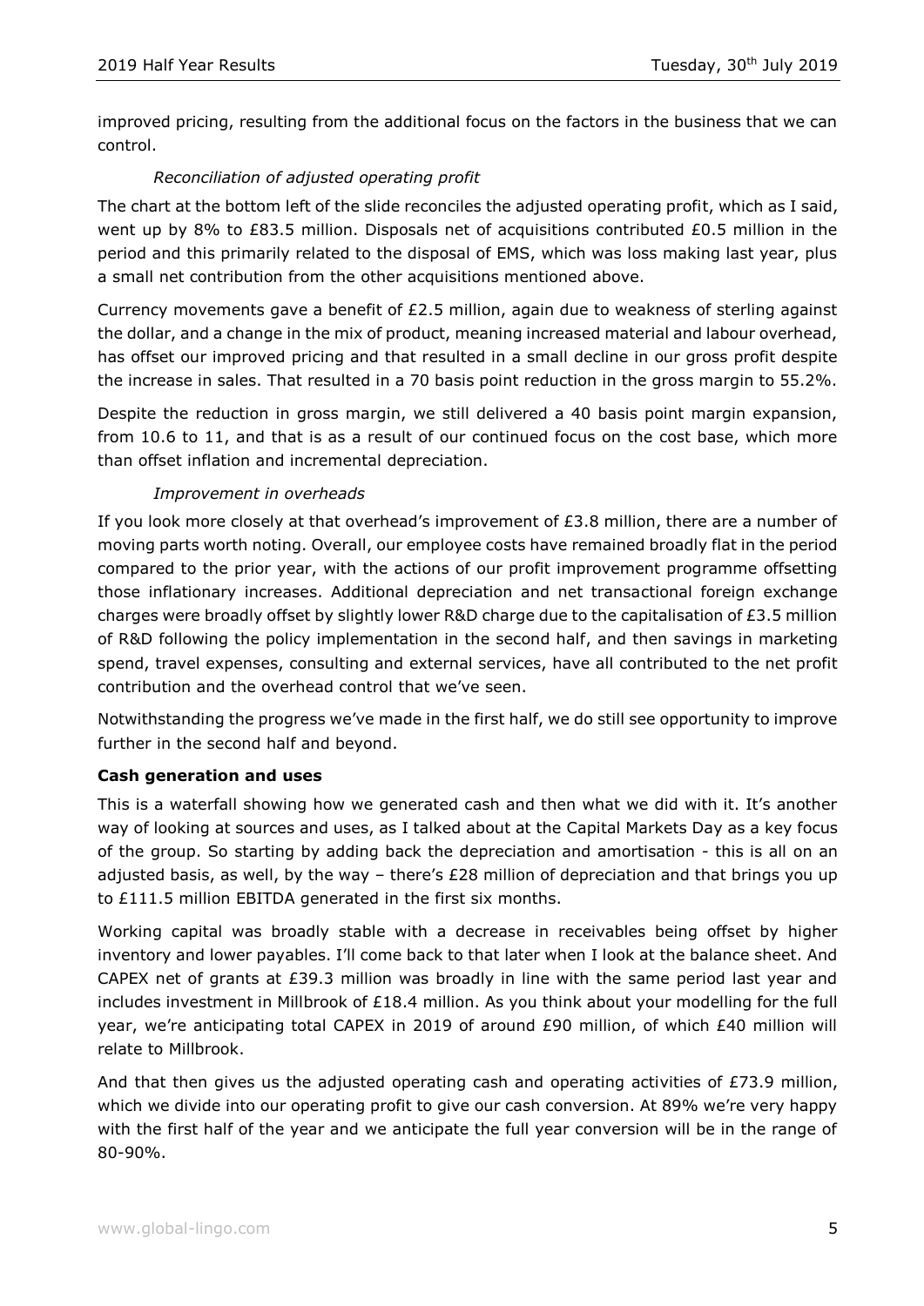improved pricing, resulting from the additional focus on the factors in the business that we can control.

*Reconciliation of adjusted operating profit*

The chart at the bottom left of the slide reconciles the adjusted operating profit, which as I said, went up by 8% to £83.5 million. Disposals net of acquisitions contributed £0.5 million in the period and this primarily related to the disposal of EMS, which was loss making last year, plus a small net contribution from the other acquisitions mentioned above.

Currency movements gave a benefit of £2.5 million, again due to weakness of sterling against the dollar, and a change in the mix of product, meaning increased material and labour overhead, has offset our improved pricing and that resulted in a small decline in our gross profit despite the increase in sales. That resulted in a 70 basis point reduction in the gross margin to 55.2%.

Despite the reduction in gross margin, we still delivered a 40 basis point margin expansion, from 10.6 to 11, and that is as a result of our continued focus on the cost base, which more than offset inflation and incremental depreciation.

*Improvement in overheads*

If you look more closely at that overhead's improvement of £3.8 million, there are a number of moving parts worth noting. Overall, our employee costs have remained broadly flat in the period compared to the prior year, with the actions of our profit improvement programme offsetting those inflationary increases. Additional depreciation and net transactional foreign exchange charges were broadly offset by slightly lower R&D charge due to the capitalisation of £3.5 million of R&D following the policy implementation in the second half, and then savings in marketing spend, travel expenses, consulting and external services, have all contributed to the net profit contribution and the overhead control that we've seen.

Notwithstanding the progress we've made in the first half, we do still see opportunity to improve further in the second half and beyond.

**Cash generation and uses**

This is a waterfall showing how we generated cash and then what we did with it. It's another way of looking at sources and uses, as I talked about at the Capital Markets Day as a key focus of the group. So starting by adding back the depreciation and amortisation - this is all on an adjusted basis, as well, by the way – there's £28 million of depreciation and that brings you up to £111.5 million EBITDA generated in the first six months.

Working capital was broadly stable with a decrease in receivables being offset by higher inventory and lower payables. I'll come back to that later when I look at the balance sheet. And CAPEX net of grants at £39.3 million was broadly in line with the same period last year and includes investment in Millbrook of £18.4 million. As you think about your modelling for the full year, we're anticipating total CAPEX in 2019 of around £90 million, of which £40 million will relate to Millbrook.

And that then gives us the adjusted operating cash and operating activities of £73.9 million, which we divide into our operating profit to give our cash conversion. At 89% we're very happy with the first half of the year and we anticipate the full year conversion will be in the range of 80-90%.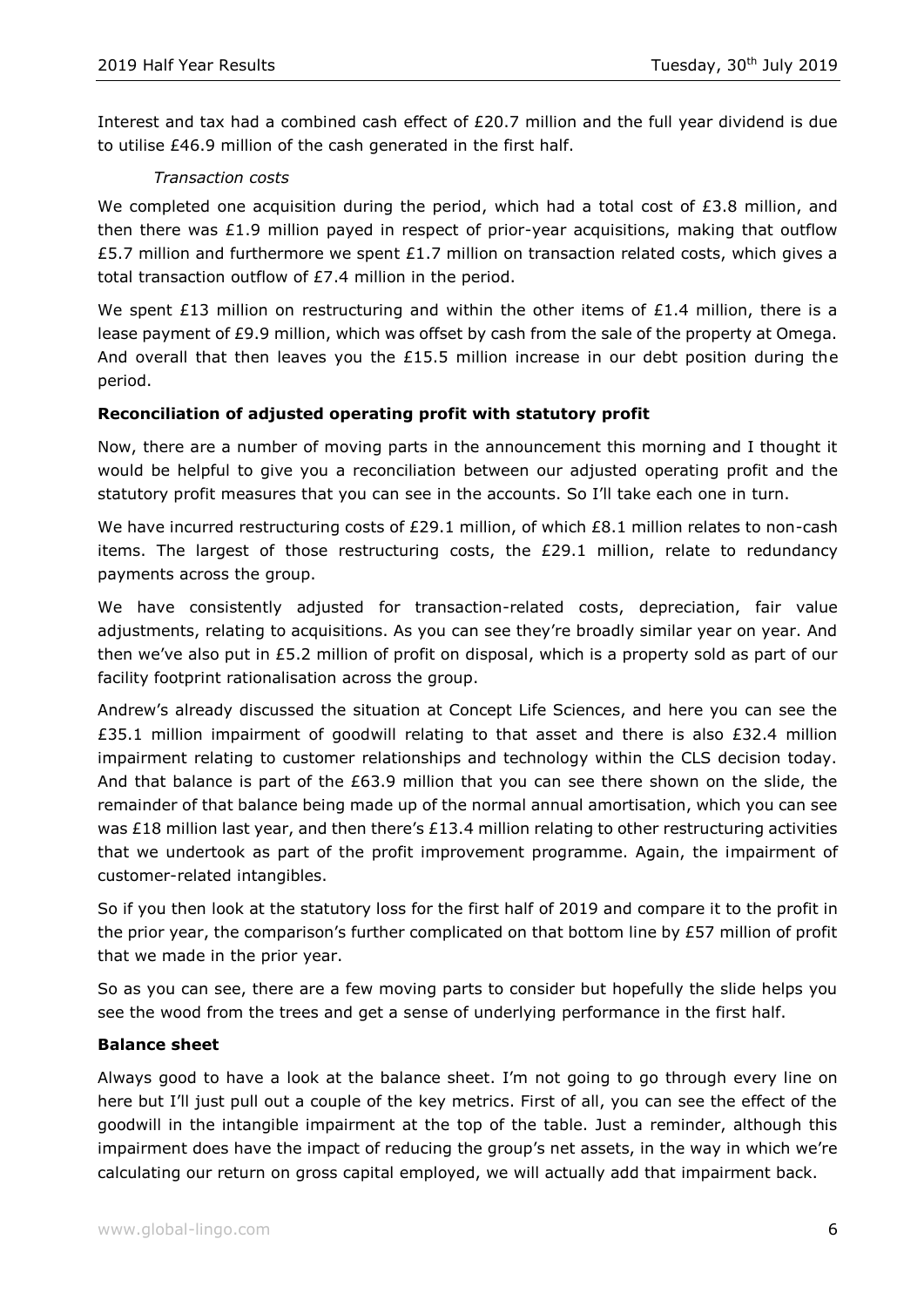Interest and tax had a combined cash effect of £20.7 million and the full year dividend is due to utilise £46.9 million of the cash generated in the first half.

*Transaction costs*

We completed one acquisition during the period, which had a total cost of £3.8 million, and then there was £1.9 million payed in respect of prior-year acquisitions, making that outflow £5.7 million and furthermore we spent £1.7 million on transaction related costs, which gives a total transaction outflow of £7.4 million in the period.

We spent £13 million on restructuring and within the other items of £1.4 million, there is a lease payment of £9.9 million, which was offset by cash from the sale of the property at Omega. And overall that then leaves you the £15.5 million increase in our debt position during the period.

**Reconciliation of adjusted operating profit with statutory profit**

Now, there are a number of moving parts in the announcement this morning and I thought it would be helpful to give you a reconciliation between our adjusted operating profit and the statutory profit measures that you can see in the accounts. So I'll take each one in turn.

We have incurred restructuring costs of £29.1 million, of which £8.1 million relates to non-cash items. The largest of those restructuring costs, the £29.1 million, relate to redundancy payments across the group.

We have consistently adjusted for transaction-related costs, depreciation, fair value adjustments, relating to acquisitions. As you can see they're broadly similar year on year. And then we've also put in £5.2 million of profit on disposal, which is a property sold as part of our facility footprint rationalisation across the group.

Andrew's already discussed the situation at Concept Life Sciences, and here you can see the £35.1 million impairment of goodwill relating to that asset and there is also £32.4 million impairment relating to customer relationships and technology within the CLS decision today. And that balance is part of the £63.9 million that you can see there shown on the slide, the remainder of that balance being made up of the normal annual amortisation, which you can see was £18 million last year, and then there's £13.4 million relating to other restructuring activities that we undertook as part of the profit improvement programme. Again, the impairment of customer-related intangibles.

So if you then look at the statutory loss for the first half of 2019 and compare it to the profit in the prior year, the comparison's further complicated on that bottom line by £57 million of profit that we made in the prior year.

So as you can see, there are a few moving parts to consider but hopefully the slide helps you see the wood from the trees and get a sense of underlying performance in the first half.

**Balance sheet**

Always good to have a look at the balance sheet. I'm not going to go through every line on here but I'll just pull out a couple of the key metrics. First of all, you can see the effect of the goodwill in the intangible impairment at the top of the table. Just a reminder, although this impairment does have the impact of reducing the group's net assets, in the way in which we're calculating our return on gross capital employed, we will actually add that impairment back.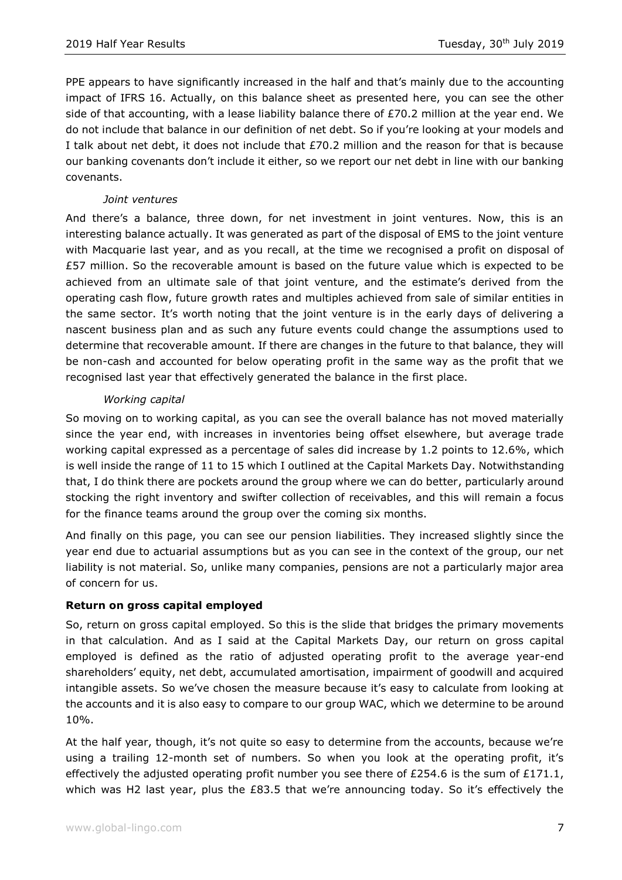PPE appears to have significantly increased in the half and that's mainly due to the accounting impact of IFRS 16. Actually, on this balance sheet as presented here, you can see the other side of that accounting, with a lease liability balance there of £70.2 million at the year end. We do not include that balance in our definition of net debt. So if you're looking at your models and I talk about net debt, it does not include that £70.2 million and the reason for that is because our banking covenants don't include it either, so we report our net debt in line with our banking covenants.

*Joint ventures*

And there's a balance, three down, for net investment in joint ventures. Now, this is an interesting balance actually. It was generated as part of the disposal of EMS to the joint venture with Macquarie last year, and as you recall, at the time we recognised a profit on disposal of £57 million. So the recoverable amount is based on the future value which is expected to be achieved from an ultimate sale of that joint venture, and the estimate's derived from the operating cash flow, future growth rates and multiples achieved from sale of similar entities in the same sector. It's worth noting that the joint venture is in the early days of delivering a nascent business plan and as such any future events could change the assumptions used to determine that recoverable amount. If there are changes in the future to that balance, they will be non-cash and accounted for below operating profit in the same way as the profit that we recognised last year that effectively generated the balance in the first place.

*Working capital*

So moving on to working capital, as you can see the overall balance has not moved materially since the year end, with increases in inventories being offset elsewhere, but average trade working capital expressed as a percentage of sales did increase by 1.2 points to 12.6%, which is well inside the range of 11 to 15 which I outlined at the Capital Markets Day. Notwithstanding that, I do think there are pockets around the group where we can do better, particularly around stocking the right inventory and swifter collection of receivables, and this will remain a focus for the finance teams around the group over the coming six months.

And finally on this page, you can see our pension liabilities. They increased slightly since the year end due to actuarial assumptions but as you can see in the context of the group, our net liability is not material. So, unlike many companies, pensions are not a particularly major area of concern for us.

**Return on gross capital employed**

So, return on gross capital employed. So this is the slide that bridges the primary movements in that calculation. And as I said at the Capital Markets Day, our return on gross capital employed is defined as the ratio of adjusted operating profit to the average year-end shareholders' equity, net debt, accumulated amortisation, impairment of goodwill and acquired intangible assets. So we've chosen the measure because it's easy to calculate from looking at the accounts and it is also easy to compare to our group WAC, which we determine to be around 10%.

At the half year, though, it's not quite so easy to determine from the accounts, because we're using a trailing 12-month set of numbers. So when you look at the operating profit, it's effectively the adjusted operating profit number you see there of £254.6 is the sum of £171.1, which was H2 last year, plus the £83.5 that we're announcing today. So it's effectively the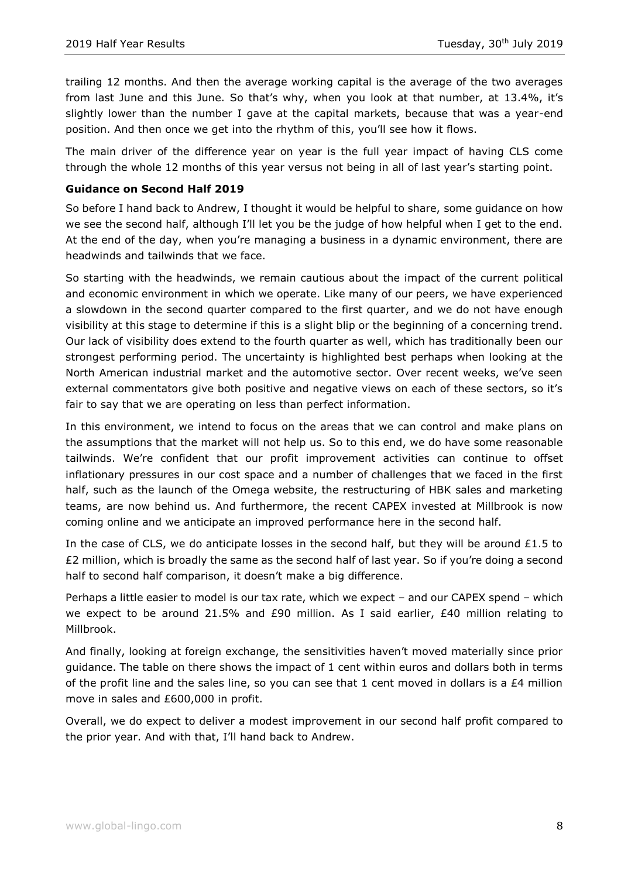trailing 12 months. And then the average working capital is the average of the two averages from last June and this June. So that's why, when you look at that number, at 13.4%, it's slightly lower than the number I gave at the capital markets, because that was a year-end position. And then once we get into the rhythm of this, you'll see how it flows.

The main driver of the difference year on year is the full year impact of having CLS come through the whole 12 months of this year versus not being in all of last year's starting point.

**Guidance on Second Half 2019**

So before I hand back to Andrew, I thought it would be helpful to share, some guidance on how we see the second half, although I'll let you be the judge of how helpful when I get to the end. At the end of the day, when you're managing a business in a dynamic environment, there are headwinds and tailwinds that we face.

So starting with the headwinds, we remain cautious about the impact of the current political and economic environment in which we operate. Like many of our peers, we have experienced a slowdown in the second quarter compared to the first quarter, and we do not have enough visibility at this stage to determine if this is a slight blip or the beginning of a concerning trend. Our lack of visibility does extend to the fourth quarter as well, which has traditionally been our strongest performing period. The uncertainty is highlighted best perhaps when looking at the North American industrial market and the automotive sector. Over recent weeks, we've seen external commentators give both positive and negative views on each of these sectors, so it's fair to say that we are operating on less than perfect information.

In this environment, we intend to focus on the areas that we can control and make plans on the assumptions that the market will not help us. So to this end, we do have some reasonable tailwinds. We're confident that our profit improvement activities can continue to offset inflationary pressures in our cost space and a number of challenges that we faced in the first half, such as the launch of the Omega website, the restructuring of HBK sales and marketing teams, are now behind us. And furthermore, the recent CAPEX invested at Millbrook is now coming online and we anticipate an improved performance here in the second half.

In the case of CLS, we do anticipate losses in the second half, but they will be around £1.5 to £2 million, which is broadly the same as the second half of last year. So if you're doing a second half to second half comparison, it doesn't make a big difference.

Perhaps a little easier to model is our tax rate, which we expect – and our CAPEX spend – which we expect to be around 21.5% and £90 million. As I said earlier, £40 million relating to Millbrook.

And finally, looking at foreign exchange, the sensitivities haven't moved materially since prior guidance. The table on there shows the impact of 1 cent within euros and dollars both in terms of the profit line and the sales line, so you can see that 1 cent moved in dollars is a £4 million move in sales and £600,000 in profit.

Overall, we do expect to deliver a modest improvement in our second half profit compared to the prior year. And with that, I'll hand back to Andrew.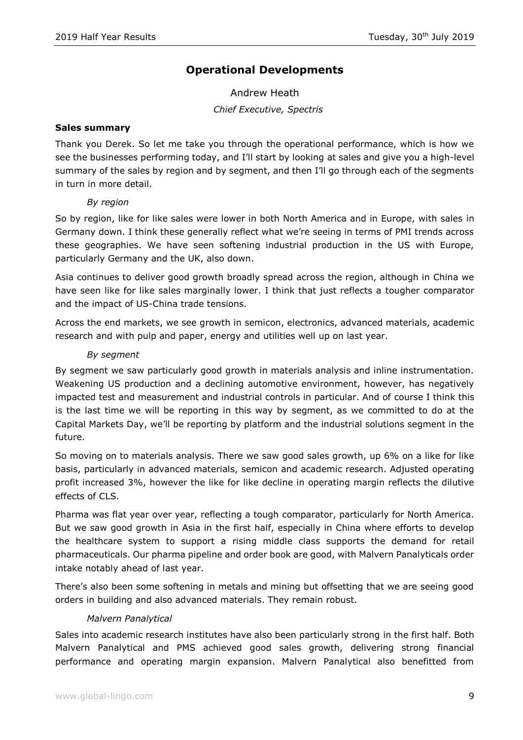# Operational Developments

Andrew Heath

*Chief Executive, Spectris*

**Sales summary**

Thank you Derek. So let me take you through the operational performance, which is how we see the businesses performing today, and I'll start by looking at sales and give you a high-level summary of the sales by region and by segment, and then I'll go through each of the segments in turn in more detail.

*By region*

So by region, like for like sales were lower in both North America and in Europe, with sales in Germany down. I think these generally reflect what we're seeing in terms of PMI trends across these geographies. We have seen softening industrial production in the US with Europe, particularly Germany and the UK, also down.

Asia continues to deliver good growth broadly spread across the region, although in China we have seen like for like sales marginally lower. I think that just reflects a tougher comparator and the impact of US-China trade tensions.

Across the end markets, we see growth in semicon, electronics, advanced materials, academic research and with pulp and paper, energy and utilities well up on last year.

*By segment*

By segment we saw particularly good growth in materials analysis and inline instrumentation. Weakening US production and a declining automotive environment, however, has negatively impacted test and measurement and industrial controls in particular. And of course I think this is the last time we will be reporting in this way by segment, as we committed to do at the Capital Markets Day, we'll be reporting by platform and the industrial solutions segment in the future.

So moving on to materials analysis. There we saw good sales growth, up 6% on a like for like basis, particularly in advanced materials, semicon and academic research. Adjusted operating profit increased 3%, however the like for like decline in operating margin reflects the dilutive effects of CLS.

Pharma was flat year over year, reflecting a tough comparator, particularly for North America. But we saw good growth in Asia in the first half, especially in China where efforts to develop the healthcare system to support a rising middle class supports the demand for retail pharmaceuticals. Our pharma pipeline and order book are good, with Malvern Panalyticals order intake notably ahead of last year.

There's also been some softening in metals and mining but offsetting that we are seeing good orders in building and also advanced materials. They remain robust.

*Malvern Panalytical*

Sales into academic research institutes have also been particularly strong in the first half. Both Malvern Panalytical and PMS achieved good sales growth, delivering strong financial performance and operating margin expansion. Malvern Panalytical also benefitted from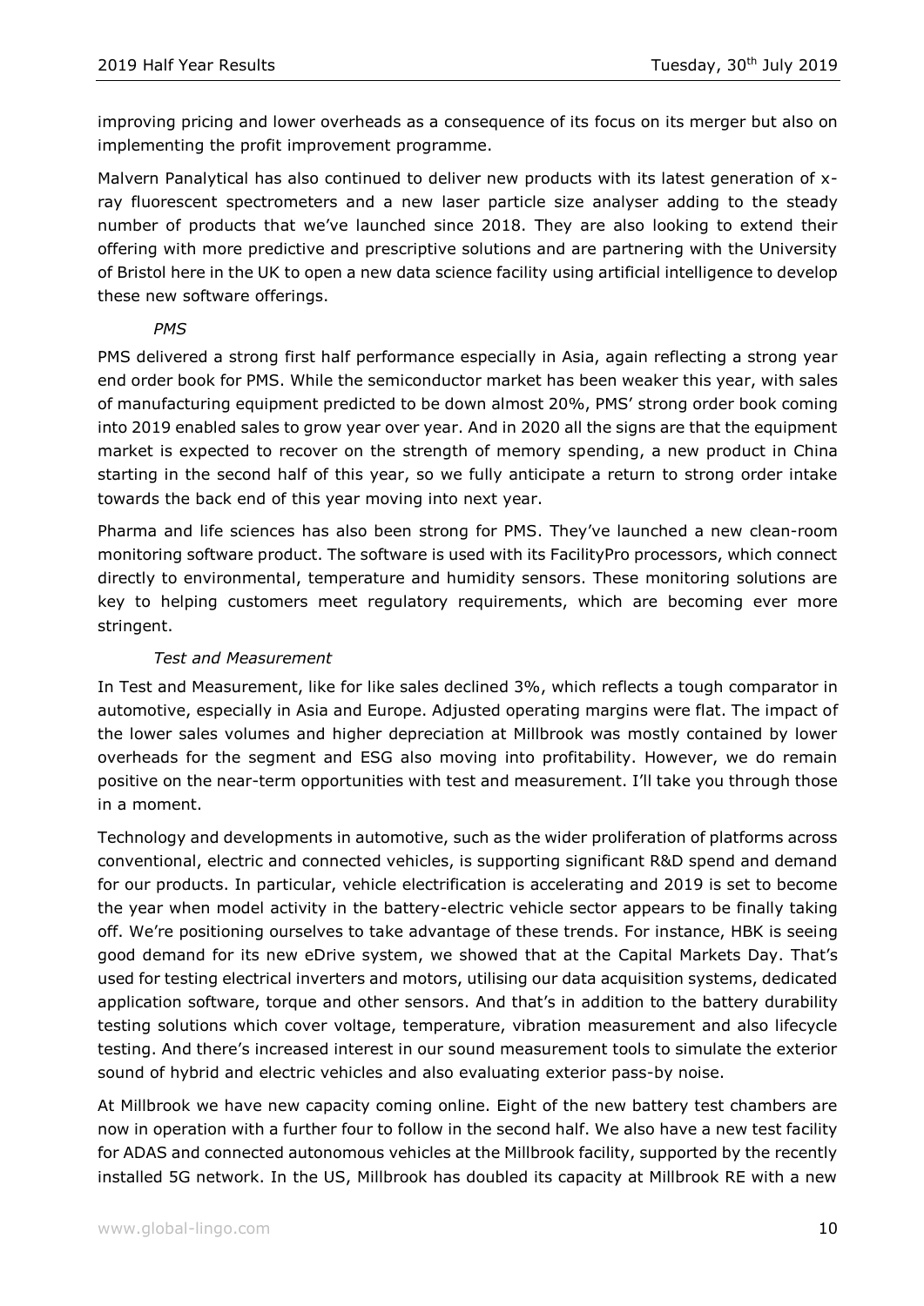improving pricing and lower overheads as a consequence of its focus on its merger but also on implementing the profit improvement programme.

Malvern Panalytical has also continued to deliver new products with its latest generation of x-ray fluorescent spectrometers and a new laser particle size analyser adding to the steady number of products that we've launched since 2018. They are also looking to extend their offering with more predictive and prescriptive solutions and are partnering with the University of Bristol here in the UK to open a new data science facility using artificial intelligence to develop these new software offerings.

*PMS*

PMS delivered a strong first half performance especially in Asia, again reflecting a strong year end order book for PMS. While the semiconductor market has been weaker this year, with sales of manufacturing equipment predicted to be down almost 20%, PMS' strong order book coming into 2019 enabled sales to grow year over year. And in 2020 all the signs are that the equipment market is expected to recover on the strength of memory spending, a new product in China starting in the second half of this year, so we fully anticipate a return to strong order intake towards the back end of this year moving into next year.

Pharma and life sciences has also been strong for PMS. They've launched a new clean-room monitoring software product. The software is used with its FacilityPro processors, which connect directly to environmental, temperature and humidity sensors. These monitoring solutions are key to helping customers meet regulatory requirements, which are becoming ever more stringent.

*Test and Measurement*

In Test and Measurement, like for like sales declined 3%, which reflects a tough comparator in automotive, especially in Asia and Europe. Adjusted operating margins were flat. The impact of the lower sales volumes and higher depreciation at Millbrook was mostly contained by lower overheads for the segment and ESG also moving into profitability. However, we do remain positive on the near-term opportunities with test and measurement. I'll take you through those in a moment.

Technology and developments in automotive, such as the wider proliferation of platforms across conventional, electric and connected vehicles, is supporting significant R&D spend and demand for our products. In particular, vehicle electrification is accelerating and 2019 is set to become the year when model activity in the battery-electric vehicle sector appears to be finally taking off. We're positioning ourselves to take advantage of these trends. For instance, HBK is seeing good demand for its new eDrive system, we showed that at the Capital Markets Day. That's used for testing electrical inverters and motors, utilising our data acquisition systems, dedicated application software, torque and other sensors. And that's in addition to the battery durability testing solutions which cover voltage, temperature, vibration measurement and also lifecycle testing. And there's increased interest in our sound measurement tools to simulate the exterior sound of hybrid and electric vehicles and also evaluating exterior pass-by noise.

At Millbrook we have new capacity coming online. Eight of the new battery test chambers are now in operation with a further four to follow in the second half. We also have a new test facility for ADAS and connected autonomous vehicles at the Millbrook facility, supported by the recently installed 5G network. In the US, Millbrook has doubled its capacity at Millbrook RE with a new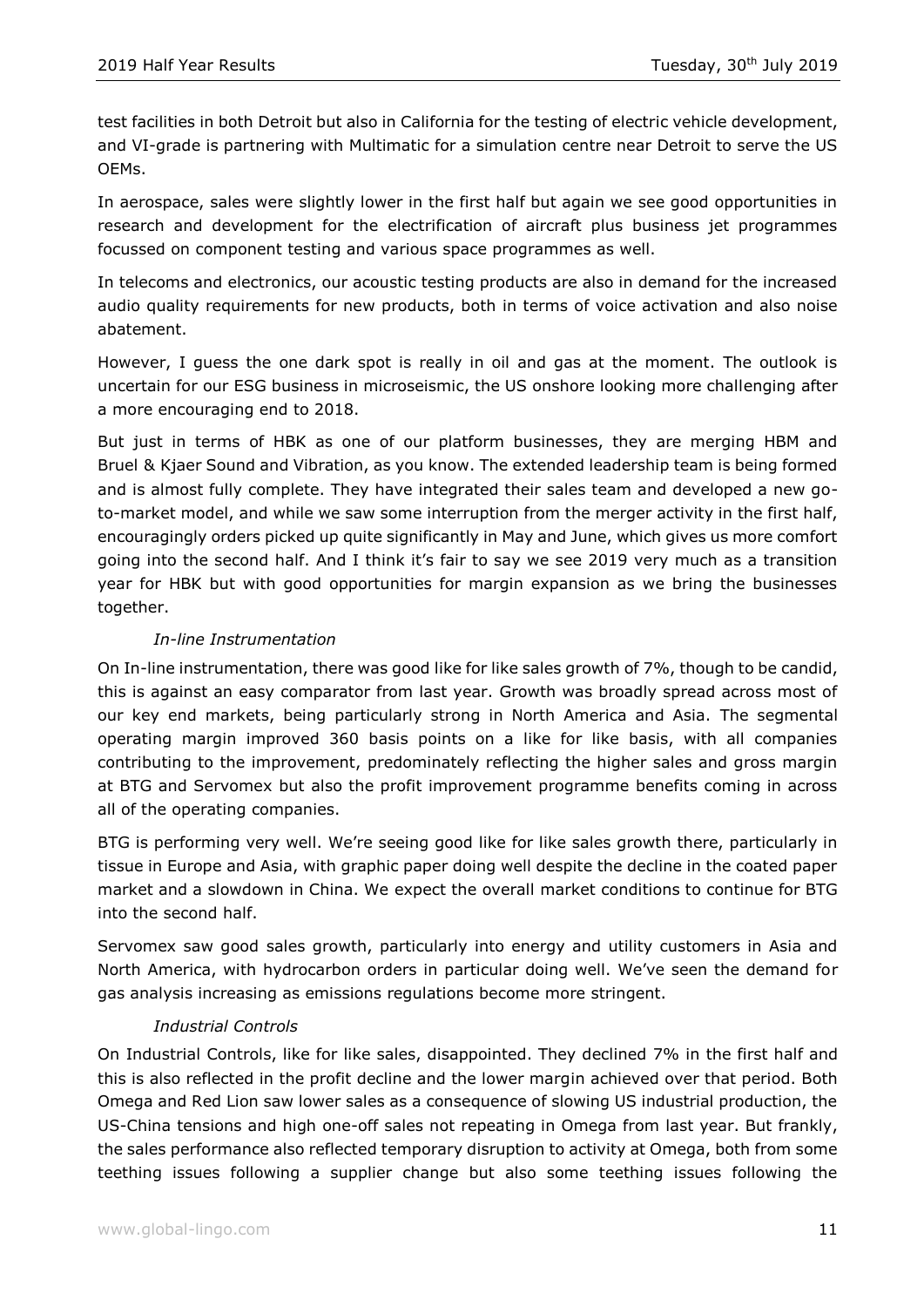test facilities in both Detroit but also in California for the testing of electric vehicle development, and VI-grade is partnering with Multimatic for a simulation centre near Detroit to serve the US OEMs.

In aerospace, sales were slightly lower in the first half but again we see good opportunities in research and development for the electrification of aircraft plus business jet programmes focussed on component testing and various space programmes as well.

In telecoms and electronics, our acoustic testing products are also in demand for the increased audio quality requirements for new products, both in terms of voice activation and also noise abatement.

However, I guess the one dark spot is really in oil and gas at the moment. The outlook is uncertain for our ESG business in microseismic, the US onshore looking more challenging after a more encouraging end to 2018.

But just in terms of HBK as one of our platform businesses, they are merging HBM and Bruel & Kjaer Sound and Vibration, as you know. The extended leadership team is being formed and is almost fully complete. They have integrated their sales team and developed a new go-to-market model, and while we saw some interruption from the merger activity in the first half, encouragingly orders picked up quite significantly in May and June, which gives us more comfort going into the second half. And I think it's fair to say we see 2019 very much as a transition year for HBK but with good opportunities for margin expansion as we bring the businesses together.

*In-line Instrumentation*

On In-line instrumentation, there was good like for like sales growth of 7%, though to be candid, this is against an easy comparator from last year. Growth was broadly spread across most of our key end markets, being particularly strong in North America and Asia. The segmental operating margin improved 360 basis points on a like for like basis, with all companies contributing to the improvement, predominately reflecting the higher sales and gross margin at BTG and Servomex but also the profit improvement programme benefits coming in across all of the operating companies.

BTG is performing very well. We're seeing good like for like sales growth there, particularly in tissue in Europe and Asia, with graphic paper doing well despite the decline in the coated paper market and a slowdown in China. We expect the overall market conditions to continue for BTG into the second half.

Servomex saw good sales growth, particularly into energy and utility customers in Asia and North America, with hydrocarbon orders in particular doing well. We've seen the demand for gas analysis increasing as emissions regulations become more stringent.

*Industrial Controls*

On Industrial Controls, like for like sales, disappointed. They declined 7% in the first half and this is also reflected in the profit decline and the lower margin achieved over that period. Both Omega and Red Lion saw lower sales as a consequence of slowing US industrial production, the US-China tensions and high one-off sales not repeating in Omega from last year. But frankly, the sales performance also reflected temporary disruption to activity at Omega, both from some teething issues following a supplier change but also some teething issues following the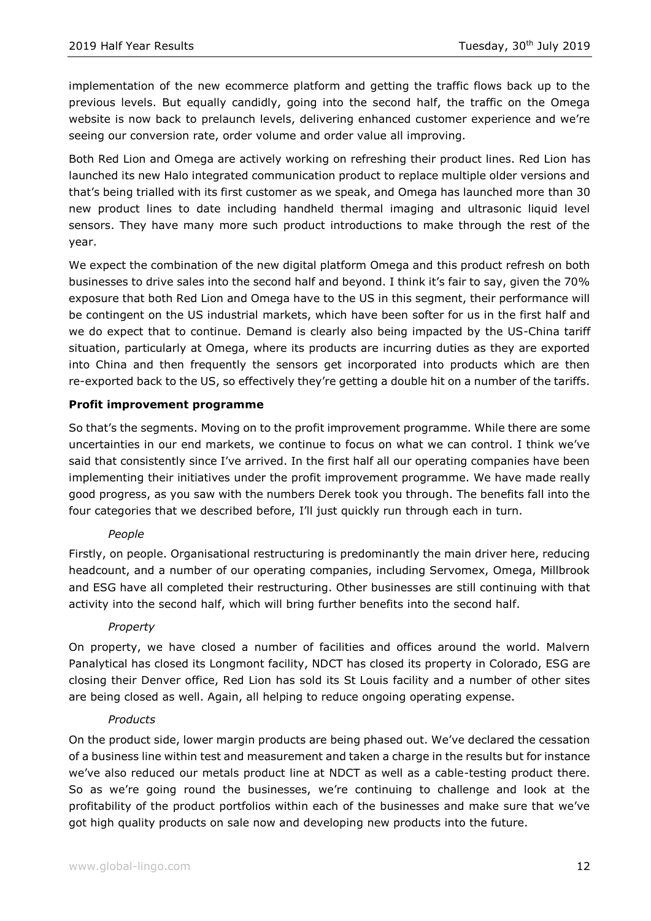implementation of the new ecommerce platform and getting the traffic flows back up to the previous levels. But equally candidly, going into the second half, the traffic on the Omega website is now back to prelaunch levels, delivering enhanced customer experience and we're seeing our conversion rate, order volume and order value all improving.

Both Red Lion and Omega are actively working on refreshing their product lines. Red Lion has launched its new Halo integrated communication product to replace multiple older versions and that's being trialled with its first customer as we speak, and Omega has launched more than 30 new product lines to date including handheld thermal imaging and ultrasonic liquid level sensors. They have many more such product introductions to make through the rest of the year.

We expect the combination of the new digital platform Omega and this product refresh on both businesses to drive sales into the second half and beyond. I think it's fair to say, given the 70% exposure that both Red Lion and Omega have to the US in this segment, their performance will be contingent on the US industrial markets, which have been softer for us in the first half and we do expect that to continue. Demand is clearly also being impacted by the US-China tariff situation, particularly at Omega, where its products are incurring duties as they are exported into China and then frequently the sensors get incorporated into products which are then re-exported back to the US, so effectively they're getting a double hit on a number of the tariffs.

**Profit improvement programme**

So that's the segments. Moving on to the profit improvement programme. While there are some uncertainties in our end markets, we continue to focus on what we can control. I think we've said that consistently since I've arrived. In the first half all our operating companies have been implementing their initiatives under the profit improvement programme. We have made really good progress, as you saw with the numbers Derek took you through. The benefits fall into the four categories that we described before, I'll just quickly run through each in turn.

*People*

Firstly, on people. Organisational restructuring is predominantly the main driver here, reducing headcount, and a number of our operating companies, including Servomex, Omega, Millbrook and ESG have all completed their restructuring. Other businesses are still continuing with that activity into the second half, which will bring further benefits into the second half.

*Property*

On property, we have closed a number of facilities and offices around the world. Malvern Panalytical has closed its Longmont facility, NDCT has closed its property in Colorado, ESG are closing their Denver office, Red Lion has sold its St Louis facility and a number of other sites are being closed as well. Again, all helping to reduce ongoing operating expense.

*Products*

On the product side, lower margin products are being phased out. We've declared the cessation of a business line within test and measurement and taken a charge in the results but for instance we've also reduced our metals product line at NDCT as well as a cable-testing product there. So as we're going round the businesses, we're continuing to challenge and look at the profitability of the product portfolios within each of the businesses and make sure that we've got high quality products on sale now and developing new products into the future.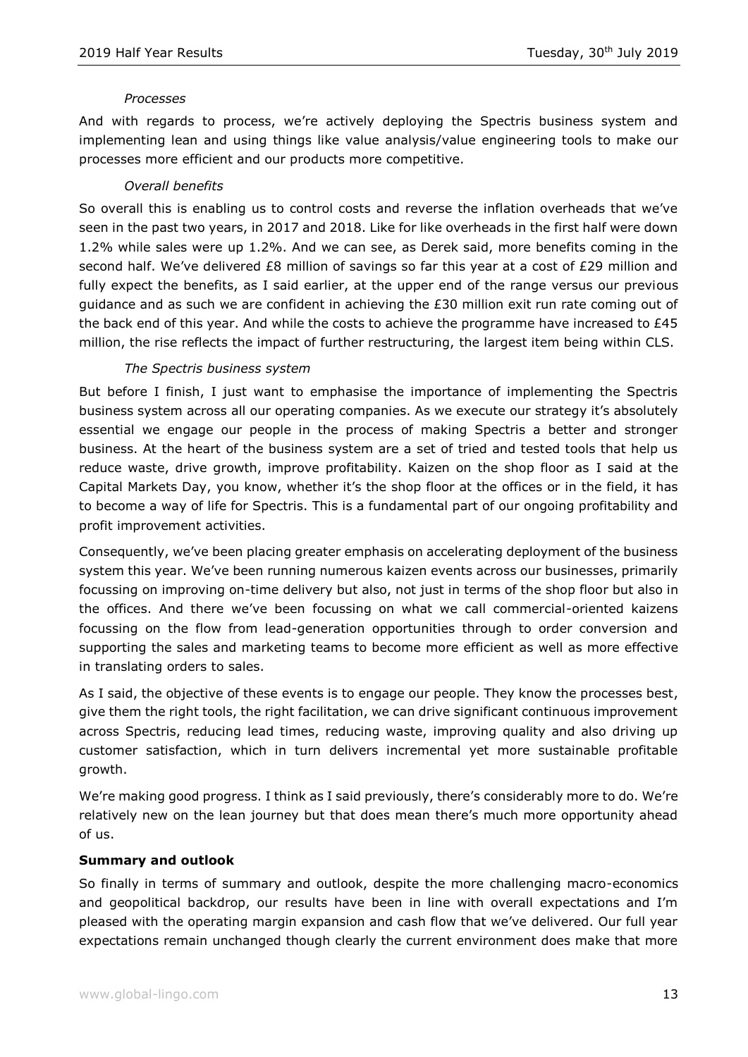*Processes*

And with regards to process, we're actively deploying the Spectris business system and implementing lean and using things like value analysis/value engineering tools to make our processes more efficient and our products more competitive.

*Overall benefits*

So overall this is enabling us to control costs and reverse the inflation overheads that we've seen in the past two years, in 2017 and 2018. Like for like overheads in the first half were down 1.2% while sales were up 1.2%. And we can see, as Derek said, more benefits coming in the second half. We've delivered £8 million of savings so far this year at a cost of £29 million and fully expect the benefits, as I said earlier, at the upper end of the range versus our previous guidance and as such we are confident in achieving the £30 million exit run rate coming out of the back end of this year. And while the costs to achieve the programme have increased to £45 million, the rise reflects the impact of further restructuring, the largest item being within CLS.

*The Spectris business system*

But before I finish, I just want to emphasise the importance of implementing the Spectris business system across all our operating companies. As we execute our strategy it's absolutely essential we engage our people in the process of making Spectris a better and stronger business. At the heart of the business system are a set of tried and tested tools that help us reduce waste, drive growth, improve profitability. Kaizen on the shop floor as I said at the Capital Markets Day, you know, whether it's the shop floor at the offices or in the field, it has to become a way of life for Spectris. This is a fundamental part of our ongoing profitability and profit improvement activities.

Consequently, we've been placing greater emphasis on accelerating deployment of the business system this year. We've been running numerous kaizen events across our businesses, primarily focussing on improving on-time delivery but also, not just in terms of the shop floor but also in the offices. And there we've been focussing on what we call commercial-oriented kaizens focussing on the flow from lead-generation opportunities through to order conversion and supporting the sales and marketing teams to become more efficient as well as more effective in translating orders to sales.

As I said, the objective of these events is to engage our people. They know the processes best, give them the right tools, the right facilitation, we can drive significant continuous improvement across Spectris, reducing lead times, reducing waste, improving quality and also driving up customer satisfaction, which in turn delivers incremental yet more sustainable profitable growth.

We're making good progress. I think as I said previously, there's considerably more to do. We're relatively new on the lean journey but that does mean there's much more opportunity ahead of us.

**Summary and outlook**

So finally in terms of summary and outlook, despite the more challenging macro-economics and geopolitical backdrop, our results have been in line with overall expectations and I'm pleased with the operating margin expansion and cash flow that we've delivered. Our full year expectations remain unchanged though clearly the current environment does make that more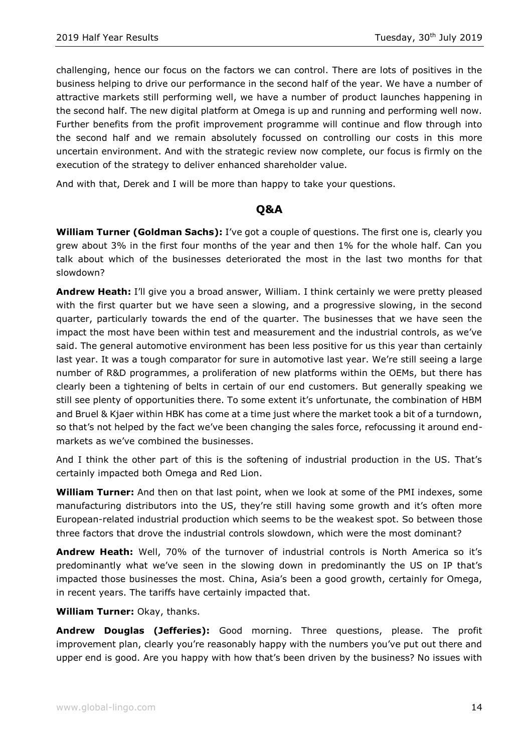challenging, hence our focus on the factors we can control. There are lots of positives in the business helping to drive our performance in the second half of the year. We have a number of attractive markets still performing well, we have a number of product launches happening in the second half. The new digital platform at Omega is up and running and performing well now. Further benefits from the profit improvement programme will continue and flow through into the second half and we remain absolutely focussed on controlling our costs in this more uncertain environment. And with the strategic review now complete, our focus is firmly on the execution of the strategy to deliver enhanced shareholder value.

And with that, Derek and I will be more than happy to take your questions.

## Q&A

**William Turner (Goldman Sachs):** I've got a couple of questions. The first one is, clearly you grew about 3% in the first four months of the year and then 1% for the whole half. Can you talk about which of the businesses deteriorated the most in the last two months for that slowdown?

**Andrew Heath:** I'll give you a broad answer, William. I think certainly we were pretty pleased with the first quarter but we have seen a slowing, and a progressive slowing, in the second quarter, particularly towards the end of the quarter. The businesses that we have seen the impact the most have been within test and measurement and the industrial controls, as we've said. The general automotive environment has been less positive for us this year than certainly last year. It was a tough comparator for sure in automotive last year. We're still seeing a large number of R&D programmes, a proliferation of new platforms within the OEMs, but there has clearly been a tightening of belts in certain of our end customers. But generally speaking we still see plenty of opportunities there. To some extent it's unfortunate, the combination of HBM and Bruel & Kjaer within HBK has come at a time just where the market took a bit of a turndown, so that's not helped by the fact we've been changing the sales force, refocussing it around end-markets as we've combined the businesses.

And I think the other part of this is the softening of industrial production in the US. That's certainly impacted both Omega and Red Lion.

**William Turner:** And then on that last point, when we look at some of the PMI indexes, some manufacturing distributors into the US, they're still having some growth and it's often more European-related industrial production which seems to be the weakest spot. So between those three factors that drove the industrial controls slowdown, which were the most dominant?

**Andrew Heath:** Well, 70% of the turnover of industrial controls is North America so it's predominantly what we've seen in the slowing down in predominantly the US on IP that's impacted those businesses the most. China, Asia's been a good growth, certainly for Omega, in recent years. The tariffs have certainly impacted that.

**William Turner:** Okay, thanks.

**Andrew Douglas (Jefferies):** Good morning. Three questions, please. The profit improvement plan, clearly you're reasonably happy with the numbers you've put out there and upper end is good. Are you happy with how that's been driven by the business? No issues with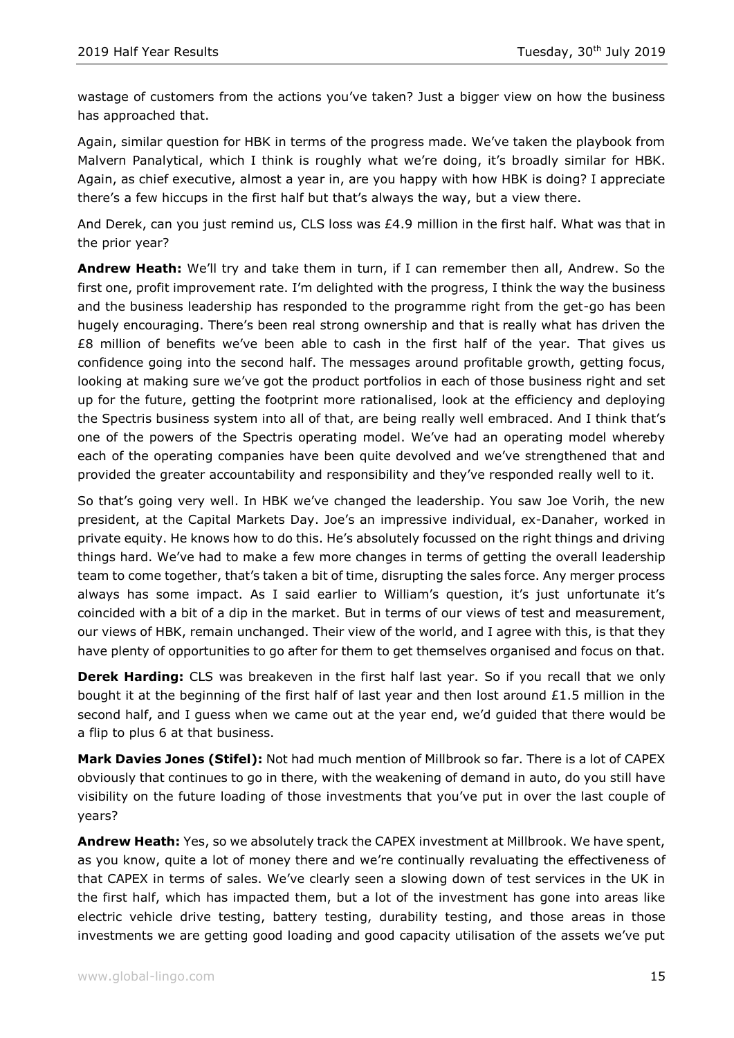wastage of customers from the actions you've taken? Just a bigger view on how the business has approached that.

Again, similar question for HBK in terms of the progress made. We've taken the playbook from Malvern Panalytical, which I think is roughly what we're doing, it's broadly similar for HBK. Again, as chief executive, almost a year in, are you happy with how HBK is doing? I appreciate there's a few hiccups in the first half but that's always the way, but a view there.

And Derek, can you just remind us, CLS loss was £4.9 million in the first half. What was that in the prior year?

**Andrew Heath:** We'll try and take them in turn, if I can remember then all, Andrew. So the first one, profit improvement rate. I'm delighted with the progress, I think the way the business and the business leadership has responded to the programme right from the get-go has been hugely encouraging. There's been real strong ownership and that is really what has driven the £8 million of benefits we've been able to cash in the first half of the year. That gives us confidence going into the second half. The messages around profitable growth, getting focus, looking at making sure we've got the product portfolios in each of those business right and set up for the future, getting the footprint more rationalised, look at the efficiency and deploying the Spectris business system into all of that, are being really well embraced. And I think that's one of the powers of the Spectris operating model. We've had an operating model whereby each of the operating companies have been quite devolved and we've strengthened that and provided the greater accountability and responsibility and they've responded really well to it.

So that's going very well. In HBK we've changed the leadership. You saw Joe Vorih, the new president, at the Capital Markets Day. Joe's an impressive individual, ex-Danaher, worked in private equity. He knows how to do this. He's absolutely focussed on the right things and driving things hard. We've had to make a few more changes in terms of getting the overall leadership team to come together, that's taken a bit of time, disrupting the sales force. Any merger process always has some impact. As I said earlier to William's question, it's just unfortunate it's coincided with a bit of a dip in the market. But in terms of our views of test and measurement, our views of HBK, remain unchanged. Their view of the world, and I agree with this, is that they have plenty of opportunities to go after for them to get themselves organised and focus on that.

**Derek Harding:** CLS was breakeven in the first half last year. So if you recall that we only bought it at the beginning of the first half of last year and then lost around £1.5 million in the second half, and I guess when we came out at the year end, we'd guided that there would be a flip to plus 6 at that business.

**Mark Davies Jones (Stifel):** Not had much mention of Millbrook so far. There is a lot of CAPEX obviously that continues to go in there, with the weakening of demand in auto, do you still have visibility on the future loading of those investments that you've put in over the last couple of years?

**Andrew Heath:** Yes, so we absolutely track the CAPEX investment at Millbrook. We have spent, as you know, quite a lot of money there and we're continually revaluating the effectiveness of that CAPEX in terms of sales. We've clearly seen a slowing down of test services in the UK in the first half, which has impacted them, but a lot of the investment has gone into areas like electric vehicle drive testing, battery testing, durability testing, and those areas in those investments we are getting good loading and good capacity utilisation of the assets we've put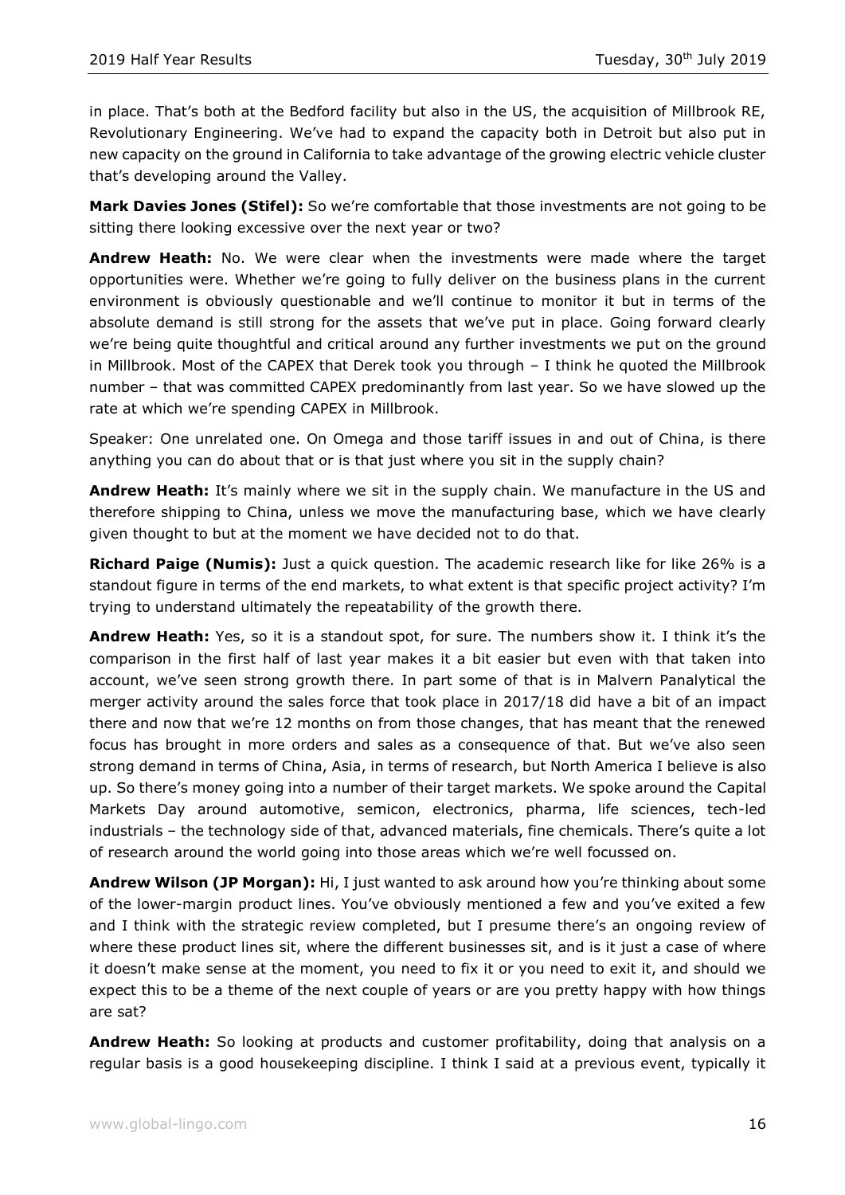in place. That's both at the Bedford facility but also in the US, the acquisition of Millbrook RE, Revolutionary Engineering. We've had to expand the capacity both in Detroit but also put in new capacity on the ground in California to take advantage of the growing electric vehicle cluster that's developing around the Valley.

**Mark Davies Jones (Stifel):** So we're comfortable that those investments are not going to be sitting there looking excessive over the next year or two?

**Andrew Heath:** No. We were clear when the investments were made where the target opportunities were. Whether we're going to fully deliver on the business plans in the current environment is obviously questionable and we'll continue to monitor it but in terms of the absolute demand is still strong for the assets that we've put in place. Going forward clearly we're being quite thoughtful and critical around any further investments we put on the ground in Millbrook. Most of the CAPEX that Derek took you through – I think he quoted the Millbrook number – that was committed CAPEX predominantly from last year. So we have slowed up the rate at which we're spending CAPEX in Millbrook.

Speaker: One unrelated one. On Omega and those tariff issues in and out of China, is there anything you can do about that or is that just where you sit in the supply chain?

**Andrew Heath:** It's mainly where we sit in the supply chain. We manufacture in the US and therefore shipping to China, unless we move the manufacturing base, which we have clearly given thought to but at the moment we have decided not to do that.

**Richard Paige (Numis):** Just a quick question. The academic research like for like 26% is a standout figure in terms of the end markets, to what extent is that specific project activity? I'm trying to understand ultimately the repeatability of the growth there.

**Andrew Heath:** Yes, so it is a standout spot, for sure. The numbers show it. I think it's the comparison in the first half of last year makes it a bit easier but even with that taken into account, we've seen strong growth there. In part some of that is in Malvern Panalytical the merger activity around the sales force that took place in 2017/18 did have a bit of an impact there and now that we're 12 months on from those changes, that has meant that the renewed focus has brought in more orders and sales as a consequence of that. But we've also seen strong demand in terms of China, Asia, in terms of research, but North America I believe is also up. So there's money going into a number of their target markets. We spoke around the Capital Markets Day around automotive, semicon, electronics, pharma, life sciences, tech-led industrials – the technology side of that, advanced materials, fine chemicals. There's quite a lot of research around the world going into those areas which we're well focussed on.

**Andrew Wilson (JP Morgan):** Hi, I just wanted to ask around how you're thinking about some of the lower-margin product lines. You've obviously mentioned a few and you've exited a few and I think with the strategic review completed, but I presume there's an ongoing review of where these product lines sit, where the different businesses sit, and is it just a case of where it doesn't make sense at the moment, you need to fix it or you need to exit it, and should we expect this to be a theme of the next couple of years or are you pretty happy with how things are sat?

**Andrew Heath:** So looking at products and customer profitability, doing that analysis on a regular basis is a good housekeeping discipline. I think I said at a previous event, typically it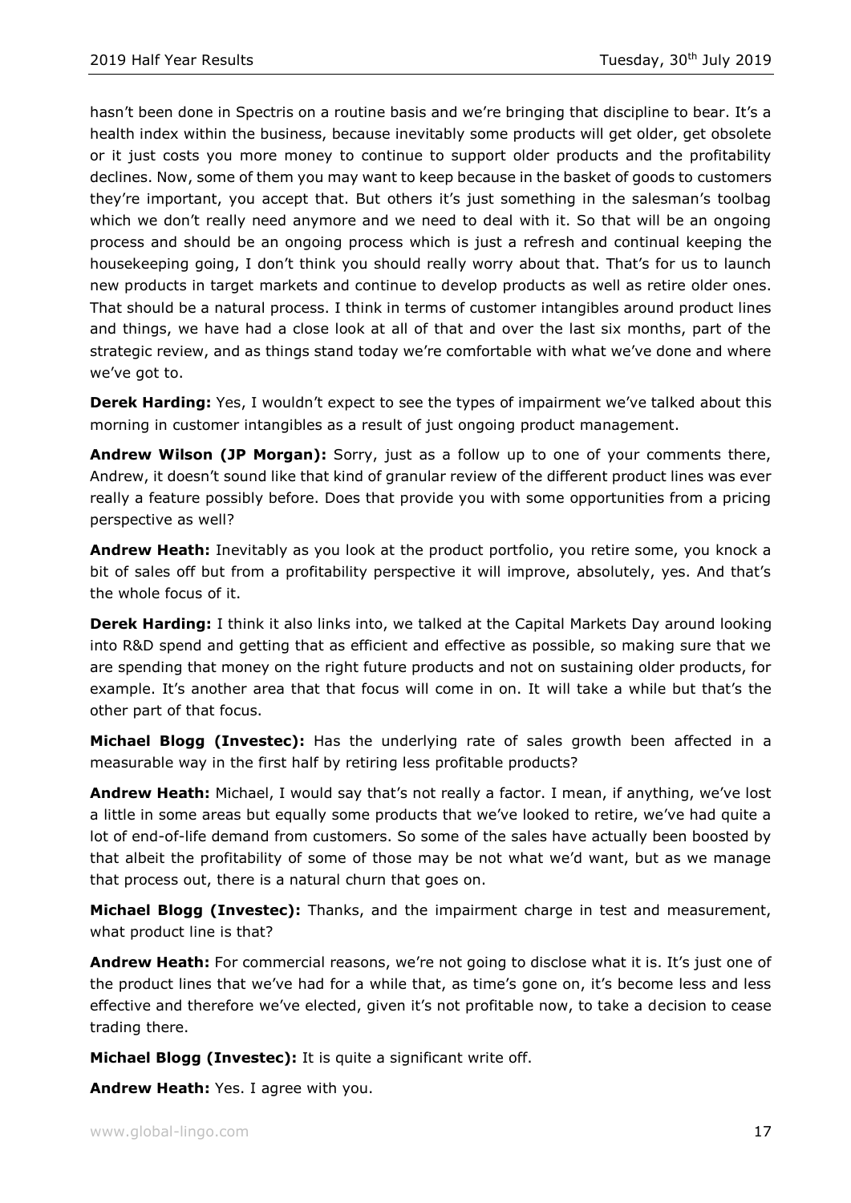hasn't been done in Spectris on a routine basis and we're bringing that discipline to bear. It's a health index within the business, because inevitably some products will get older, get obsolete or it just costs you more money to continue to support older products and the profitability declines. Now, some of them you may want to keep because in the basket of goods to customers they're important, you accept that. But others it's just something in the salesman's toolbag which we don't really need anymore and we need to deal with it. So that will be an ongoing process and should be an ongoing process which is just a refresh and continual keeping the housekeeping going, I don't think you should really worry about that. That's for us to launch new products in target markets and continue to develop products as well as retire older ones. That should be a natural process. I think in terms of customer intangibles around product lines and things, we have had a close look at all of that and over the last six months, part of the strategic review, and as things stand today we're comfortable with what we've done and where we've got to.

**Derek Harding:** Yes, I wouldn't expect to see the types of impairment we've talked about this morning in customer intangibles as a result of just ongoing product management.

**Andrew Wilson (JP Morgan):** Sorry, just as a follow up to one of your comments there, Andrew, it doesn't sound like that kind of granular review of the different product lines was ever really a feature possibly before. Does that provide you with some opportunities from a pricing perspective as well?

**Andrew Heath:** Inevitably as you look at the product portfolio, you retire some, you knock a bit of sales off but from a profitability perspective it will improve, absolutely, yes. And that's the whole focus of it.

**Derek Harding:** I think it also links into, we talked at the Capital Markets Day around looking into R&D spend and getting that as efficient and effective as possible, so making sure that we are spending that money on the right future products and not on sustaining older products, for example. It's another area that that focus will come in on. It will take a while but that's the other part of that focus.

**Michael Blogg (Investec):** Has the underlying rate of sales growth been affected in a measurable way in the first half by retiring less profitable products?

**Andrew Heath:** Michael, I would say that's not really a factor. I mean, if anything, we've lost a little in some areas but equally some products that we've looked to retire, we've had quite a lot of end-of-life demand from customers. So some of the sales have actually been boosted by that albeit the profitability of some of those may be not what we'd want, but as we manage that process out, there is a natural churn that goes on.

**Michael Blogg (Investec):** Thanks, and the impairment charge in test and measurement, what product line is that?

**Andrew Heath:** For commercial reasons, we're not going to disclose what it is. It's just one of the product lines that we've had for a while that, as time's gone on, it's become less and less effective and therefore we've elected, given it's not profitable now, to take a decision to cease trading there.

**Michael Blogg (Investec):** It is quite a significant write off.

**Andrew Heath:** Yes. I agree with you.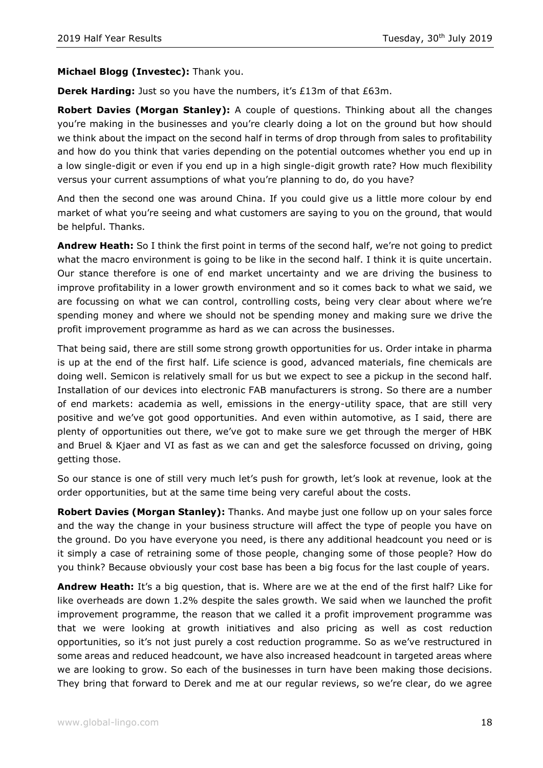**Michael Blogg (Investec):** Thank you.

**Derek Harding:** Just so you have the numbers, it's £13m of that £63m.

**Robert Davies (Morgan Stanley):** A couple of questions. Thinking about all the changes you're making in the businesses and you're clearly doing a lot on the ground but how should we think about the impact on the second half in terms of drop through from sales to profitability and how do you think that varies depending on the potential outcomes whether you end up in a low single-digit or even if you end up in a high single-digit growth rate? How much flexibility versus your current assumptions of what you're planning to do, do you have?

And then the second one was around China. If you could give us a little more colour by end market of what you're seeing and what customers are saying to you on the ground, that would be helpful. Thanks.

**Andrew Heath:** So I think the first point in terms of the second half, we're not going to predict what the macro environment is going to be like in the second half. I think it is quite uncertain. Our stance therefore is one of end market uncertainty and we are driving the business to improve profitability in a lower growth environment and so it comes back to what we said, we are focussing on what we can control, controlling costs, being very clear about where we're spending money and where we should not be spending money and making sure we drive the profit improvement programme as hard as we can across the businesses.

That being said, there are still some strong growth opportunities for us. Order intake in pharma is up at the end of the first half. Life science is good, advanced materials, fine chemicals are doing well. Semicon is relatively small for us but we expect to see a pickup in the second half. Installation of our devices into electronic FAB manufacturers is strong. So there are a number of end markets: academia as well, emissions in the energy-utility space, that are still very positive and we've got good opportunities. And even within automotive, as I said, there are plenty of opportunities out there, we've got to make sure we get through the merger of HBK and Bruel & Kjaer and VI as fast as we can and get the salesforce focussed on driving, going getting those.

So our stance is one of still very much let's push for growth, let's look at revenue, look at the order opportunities, but at the same time being very careful about the costs.

**Robert Davies (Morgan Stanley):** Thanks. And maybe just one follow up on your sales force and the way the change in your business structure will affect the type of people you have on the ground. Do you have everyone you need, is there any additional headcount you need or is it simply a case of retraining some of those people, changing some of those people? How do you think? Because obviously your cost base has been a big focus for the last couple of years.

**Andrew Heath:** It's a big question, that is. Where are we at the end of the first half? Like for like overheads are down 1.2% despite the sales growth. We said when we launched the profit improvement programme, the reason that we called it a profit improvement programme was that we were looking at growth initiatives and also pricing as well as cost reduction opportunities, so it's not just purely a cost reduction programme. So as we've restructured in some areas and reduced headcount, we have also increased headcount in targeted areas where we are looking to grow. So each of the businesses in turn have been making those decisions. They bring that forward to Derek and me at our regular reviews, so we're clear, do we agree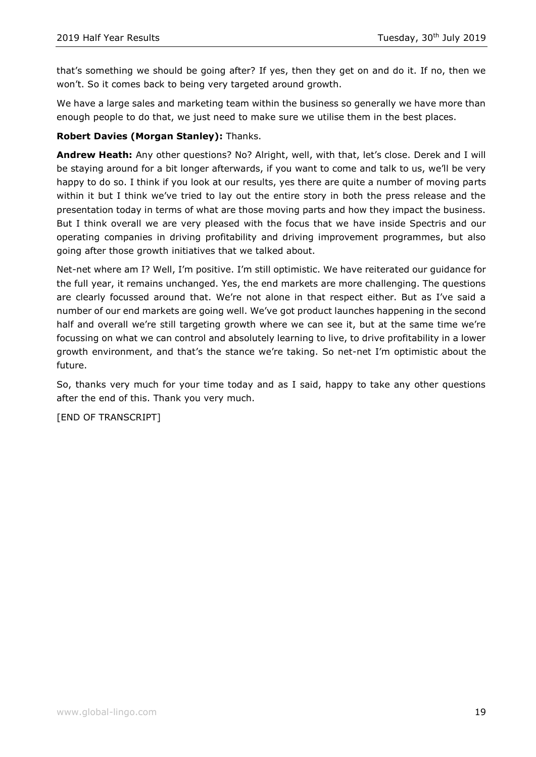that's something we should be going after? If yes, then they get on and do it. If no, then we won't. So it comes back to being very targeted around growth.

We have a large sales and marketing team within the business so generally we have more than enough people to do that, we just need to make sure we utilise them in the best places.

**Robert Davies (Morgan Stanley):** Thanks.

**Andrew Heath:** Any other questions? No? Alright, well, with that, let's close. Derek and I will be staying around for a bit longer afterwards, if you want to come and talk to us, we'll be very happy to do so. I think if you look at our results, yes there are quite a number of moving parts within it but I think we've tried to lay out the entire story in both the press release and the presentation today in terms of what are those moving parts and how they impact the business. But I think overall we are very pleased with the focus that we have inside Spectris and our operating companies in driving profitability and driving improvement programmes, but also going after those growth initiatives that we talked about.

Net-net where am I? Well, I'm positive. I'm still optimistic. We have reiterated our guidance for the full year, it remains unchanged. Yes, the end markets are more challenging. The questions are clearly focussed around that. We're not alone in that respect either. But as I've said a number of our end markets are going well. We've got product launches happening in the second half and overall we're still targeting growth where we can see it, but at the same time we're focussing on what we can control and absolutely learning to live, to drive profitability in a lower growth environment, and that's the stance we're taking. So net-net I'm optimistic about the future.

So, thanks very much for your time today and as I said, happy to take any other questions after the end of this. Thank you very much.

[END OF TRANSCRIPT]